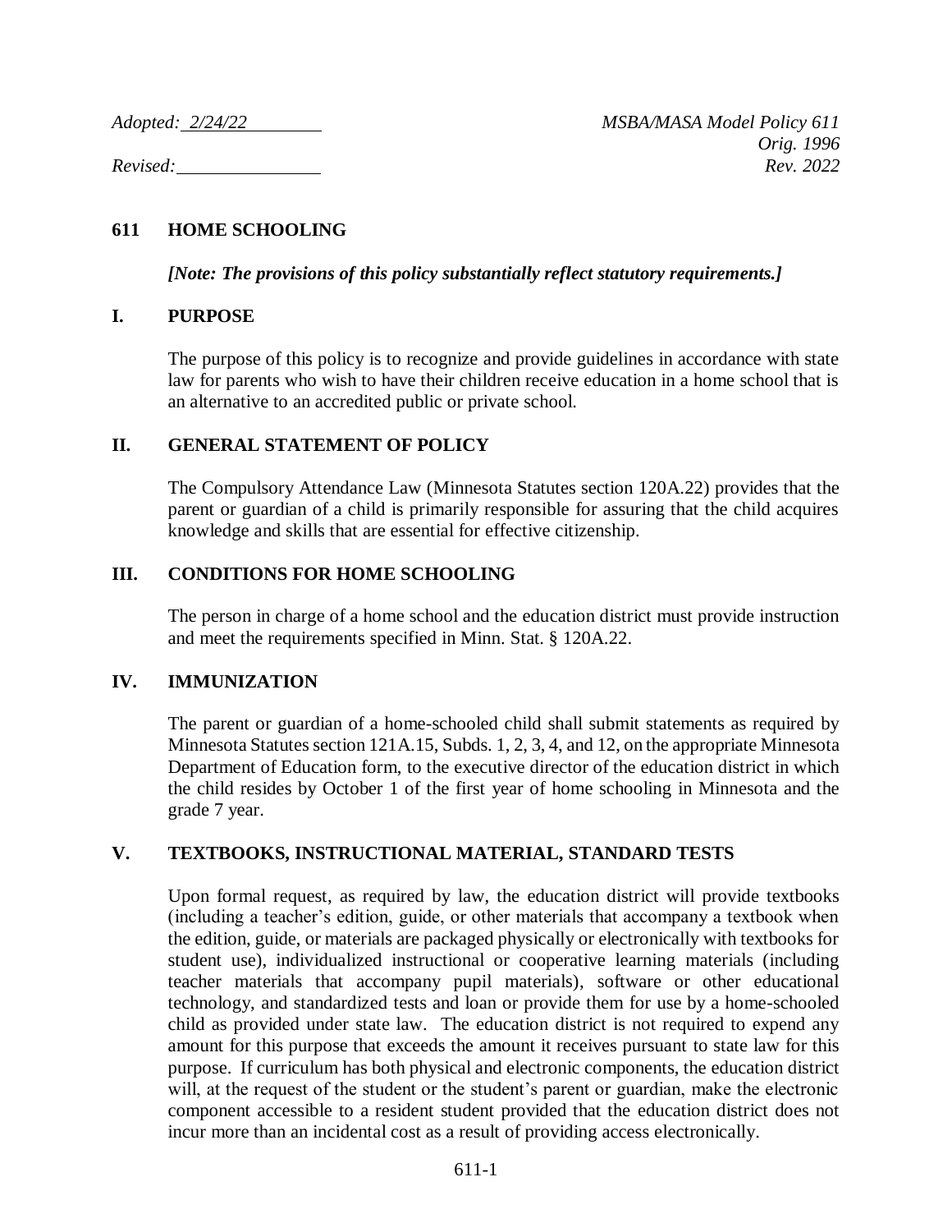*Adopted: 2/24/22* *MSBA/MASA Model Policy 611*
*Orig. 1996*
*Revised:* *Rev. 2022*

# 611 HOME SCHOOLING

***[Note: The provisions of this policy substantially reflect statutory requirements.]***

## I. PURPOSE

The purpose of this policy is to recognize and provide guidelines in accordance with state law for parents who wish to have their children receive education in a home school that is an alternative to an accredited public or private school.

## II. GENERAL STATEMENT OF POLICY

The Compulsory Attendance Law (Minnesota Statutes section 120A.22) provides that the parent or guardian of a child is primarily responsible for assuring that the child acquires knowledge and skills that are essential for effective citizenship.

## III. CONDITIONS FOR HOME SCHOOLING

The person in charge of a home school and the education district must provide instruction and meet the requirements specified in Minn. Stat. § 120A.22.

## IV. IMMUNIZATION

The parent or guardian of a home-schooled child shall submit statements as required by Minnesota Statutes section 121A.15, Subds. 1, 2, 3, 4, and 12, on the appropriate Minnesota Department of Education form, to the executive director of the education district in which the child resides by October 1 of the first year of home schooling in Minnesota and the grade 7 year.

## V. TEXTBOOKS, INSTRUCTIONAL MATERIAL, STANDARD TESTS

Upon formal request, as required by law, the education district will provide textbooks (including a teacher's edition, guide, or other materials that accompany a textbook when the edition, guide, or materials are packaged physically or electronically with textbooks for student use), individualized instructional or cooperative learning materials (including teacher materials that accompany pupil materials), software or other educational technology, and standardized tests and loan or provide them for use by a home-schooled child as provided under state law. The education district is not required to expend any amount for this purpose that exceeds the amount it receives pursuant to state law for this purpose. If curriculum has both physical and electronic components, the education district will, at the request of the student or the student's parent or guardian, make the electronic component accessible to a resident student provided that the education district does not incur more than an incidental cost as a result of providing access electronically.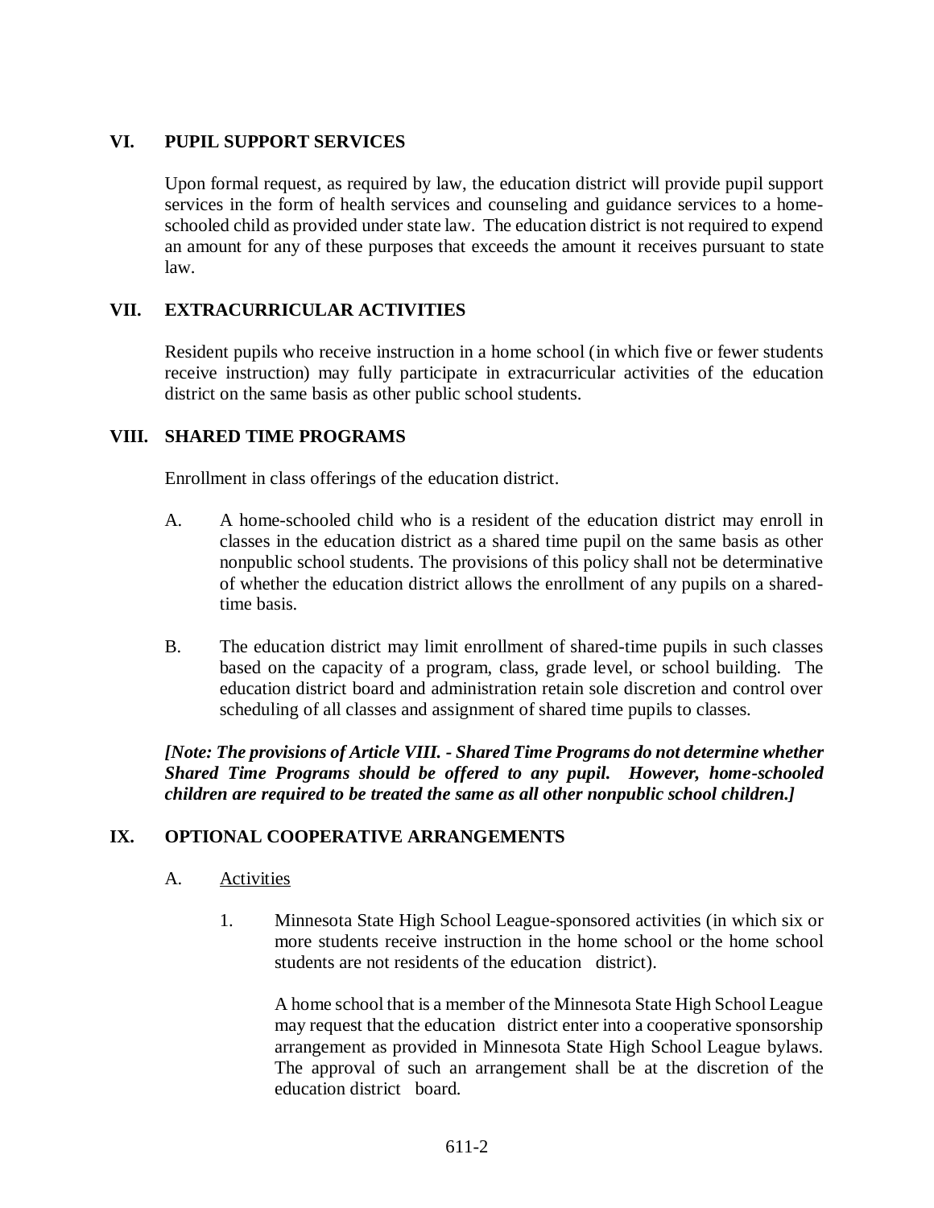## VI. PUPIL SUPPORT SERVICES

Upon formal request, as required by law, the education district will provide pupil support services in the form of health services and counseling and guidance services to a home-schooled child as provided under state law. The education district is not required to expend an amount for any of these purposes that exceeds the amount it receives pursuant to state law.

## VII. EXTRACURRICULAR ACTIVITIES

Resident pupils who receive instruction in a home school (in which five or fewer students receive instruction) may fully participate in extracurricular activities of the education district on the same basis as other public school students.

## VIII. SHARED TIME PROGRAMS

Enrollment in class offerings of the education district.

A. A home-schooled child who is a resident of the education district may enroll in classes in the education district as a shared time pupil on the same basis as other nonpublic school students. The provisions of this policy shall not be determinative of whether the education district allows the enrollment of any pupils on a shared-time basis.

B. The education district may limit enrollment of shared-time pupils in such classes based on the capacity of a program, class, grade level, or school building. The education district board and administration retain sole discretion and control over scheduling of all classes and assignment of shared time pupils to classes.

***[Note: The provisions of Article VIII. - Shared Time Programs do not determine whether Shared Time Programs should be offered to any pupil. However, home-schooled children are required to be treated the same as all other nonpublic school children.]***

## IX. OPTIONAL COOPERATIVE ARRANGEMENTS

A. Activities

1. Minnesota State High School League-sponsored activities (in which six or more students receive instruction in the home school or the home school students are not residents of the education district).

   A home school that is a member of the Minnesota State High School League may request that the education district enter into a cooperative sponsorship arrangement as provided in Minnesota State High School League bylaws. The approval of such an arrangement shall be at the discretion of the education district board.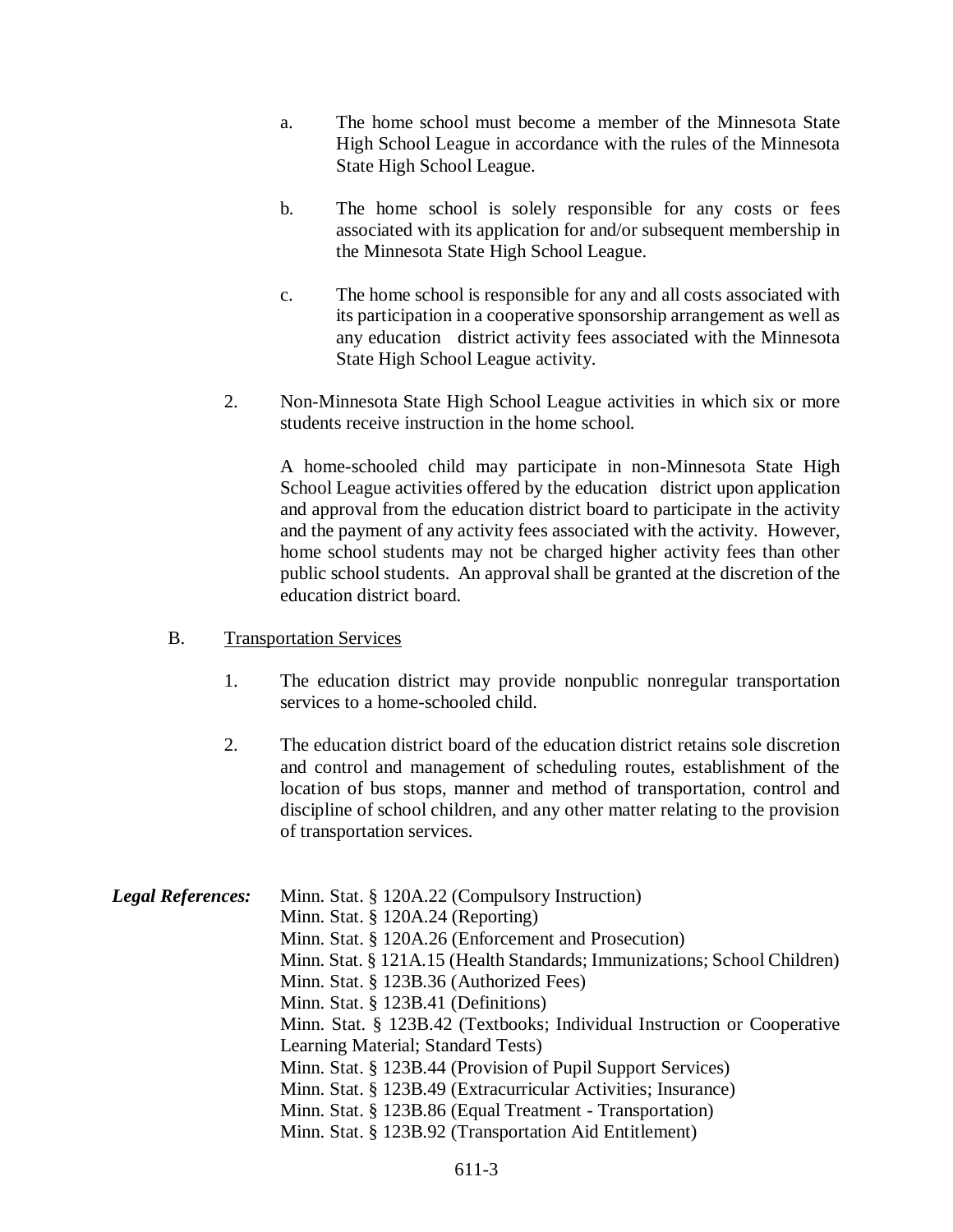a. The home school must become a member of the Minnesota State High School League in accordance with the rules of the Minnesota State High School League.

b. The home school is solely responsible for any costs or fees associated with its application for and/or subsequent membership in the Minnesota State High School League.

c. The home school is responsible for any and all costs associated with its participation in a cooperative sponsorship arrangement as well as any education district activity fees associated with the Minnesota State High School League activity.

2. Non-Minnesota State High School League activities in which six or more students receive instruction in the home school.

   A home-schooled child may participate in non-Minnesota State High School League activities offered by the education district upon application and approval from the education district board to participate in the activity and the payment of any activity fees associated with the activity. However, home school students may not be charged higher activity fees than other public school students. An approval shall be granted at the discretion of the education district board.

B. Transportation Services

1. The education district may provide nonpublic nonregular transportation services to a home-schooled child.

2. The education district board of the education district retains sole discretion and control and management of scheduling routes, establishment of the location of bus stops, manner and method of transportation, control and discipline of school children, and any other matter relating to the provision of transportation services.

***Legal References:***

Minn. Stat. § 120A.22 (Compulsory Instruction)
Minn. Stat. § 120A.24 (Reporting)
Minn. Stat. § 120A.26 (Enforcement and Prosecution)
Minn. Stat. § 121A.15 (Health Standards; Immunizations; School Children)
Minn. Stat. § 123B.36 (Authorized Fees)
Minn. Stat. § 123B.41 (Definitions)
Minn. Stat. § 123B.42 (Textbooks; Individual Instruction or Cooperative Learning Material; Standard Tests)
Minn. Stat. § 123B.44 (Provision of Pupil Support Services)
Minn. Stat. § 123B.49 (Extracurricular Activities; Insurance)
Minn. Stat. § 123B.86 (Equal Treatment - Transportation)
Minn. Stat. § 123B.92 (Transportation Aid Entitlement)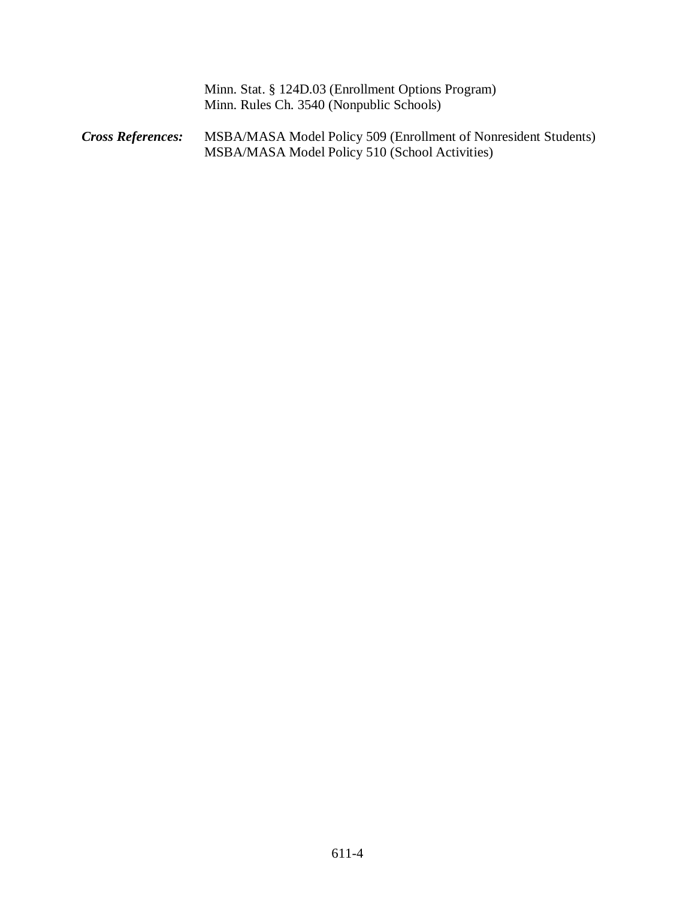Minn. Stat. § 124D.03 (Enrollment Options Program)
Minn. Rules Ch. 3540 (Nonpublic Schools)

***Cross References:*** MSBA/MASA Model Policy 509 (Enrollment of Nonresident Students)
MSBA/MASA Model Policy 510 (School Activities)